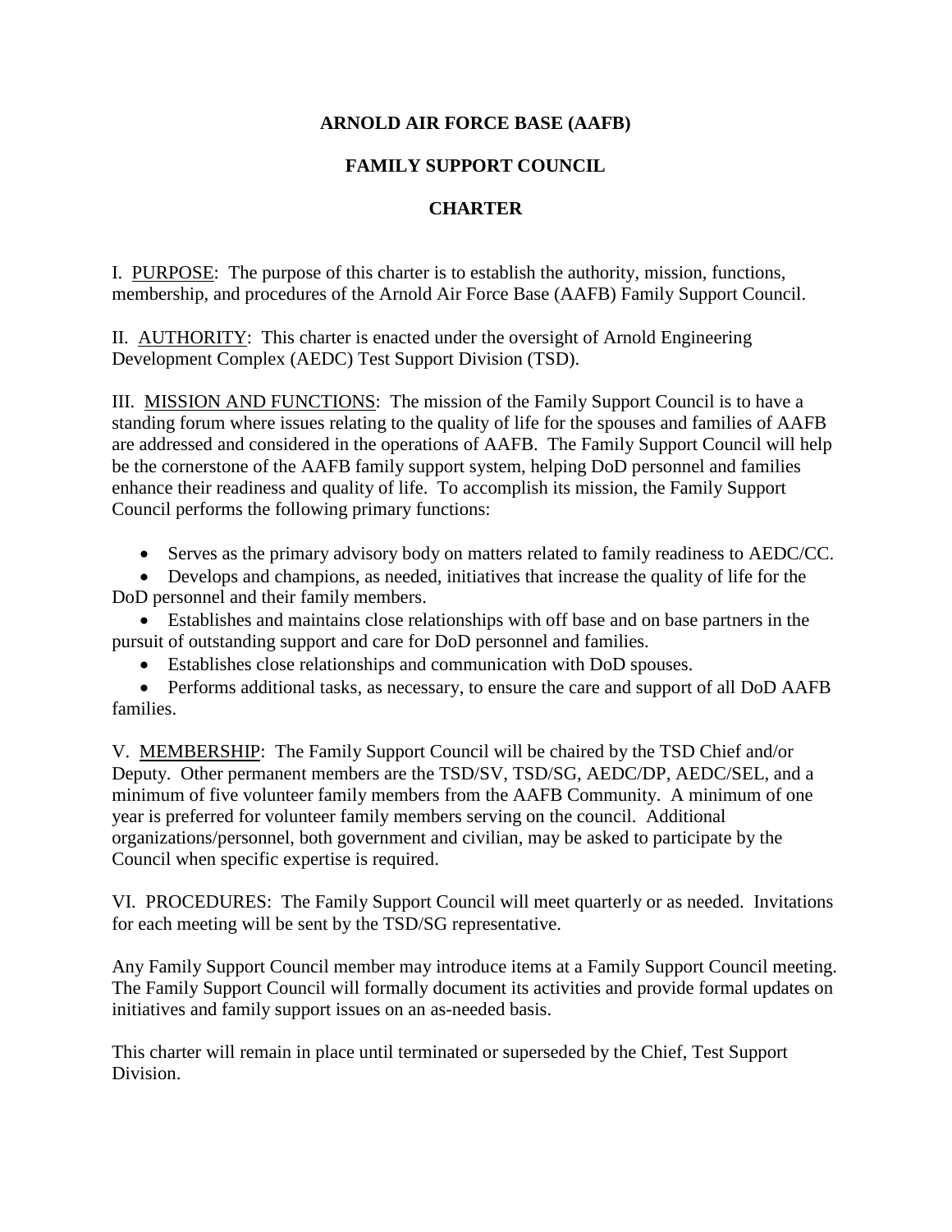# ARNOLD AIR FORCE BASE (AAFB)

## FAMILY SUPPORT COUNCIL

## CHARTER

I. PURPOSE: The purpose of this charter is to establish the authority, mission, functions, membership, and procedures of the Arnold Air Force Base (AAFB) Family Support Council.

II. AUTHORITY: This charter is enacted under the oversight of Arnold Engineering Development Complex (AEDC) Test Support Division (TSD).

III. MISSION AND FUNCTIONS: The mission of the Family Support Council is to have a standing forum where issues relating to the quality of life for the spouses and families of AAFB are addressed and considered in the operations of AAFB. The Family Support Council will help be the cornerstone of the AAFB family support system, helping DoD personnel and families enhance their readiness and quality of life. To accomplish its mission, the Family Support Council performs the following primary functions:

- Serves as the primary advisory body on matters related to family readiness to AEDC/CC.
- Develops and champions, as needed, initiatives that increase the quality of life for the DoD personnel and their family members.
- Establishes and maintains close relationships with off base and on base partners in the pursuit of outstanding support and care for DoD personnel and families.
- Establishes close relationships and communication with DoD spouses.
- Performs additional tasks, as necessary, to ensure the care and support of all DoD AAFB families.

V. MEMBERSHIP: The Family Support Council will be chaired by the TSD Chief and/or Deputy. Other permanent members are the TSD/SV, TSD/SG, AEDC/DP, AEDC/SEL, and a minimum of five volunteer family members from the AAFB Community. A minimum of one year is preferred for volunteer family members serving on the council. Additional organizations/personnel, both government and civilian, may be asked to participate by the Council when specific expertise is required.

VI. PROCEDURES: The Family Support Council will meet quarterly or as needed. Invitations for each meeting will be sent by the TSD/SG representative.

Any Family Support Council member may introduce items at a Family Support Council meeting. The Family Support Council will formally document its activities and provide formal updates on initiatives and family support issues on an as-needed basis.

This charter will remain in place until terminated or superseded by the Chief, Test Support Division.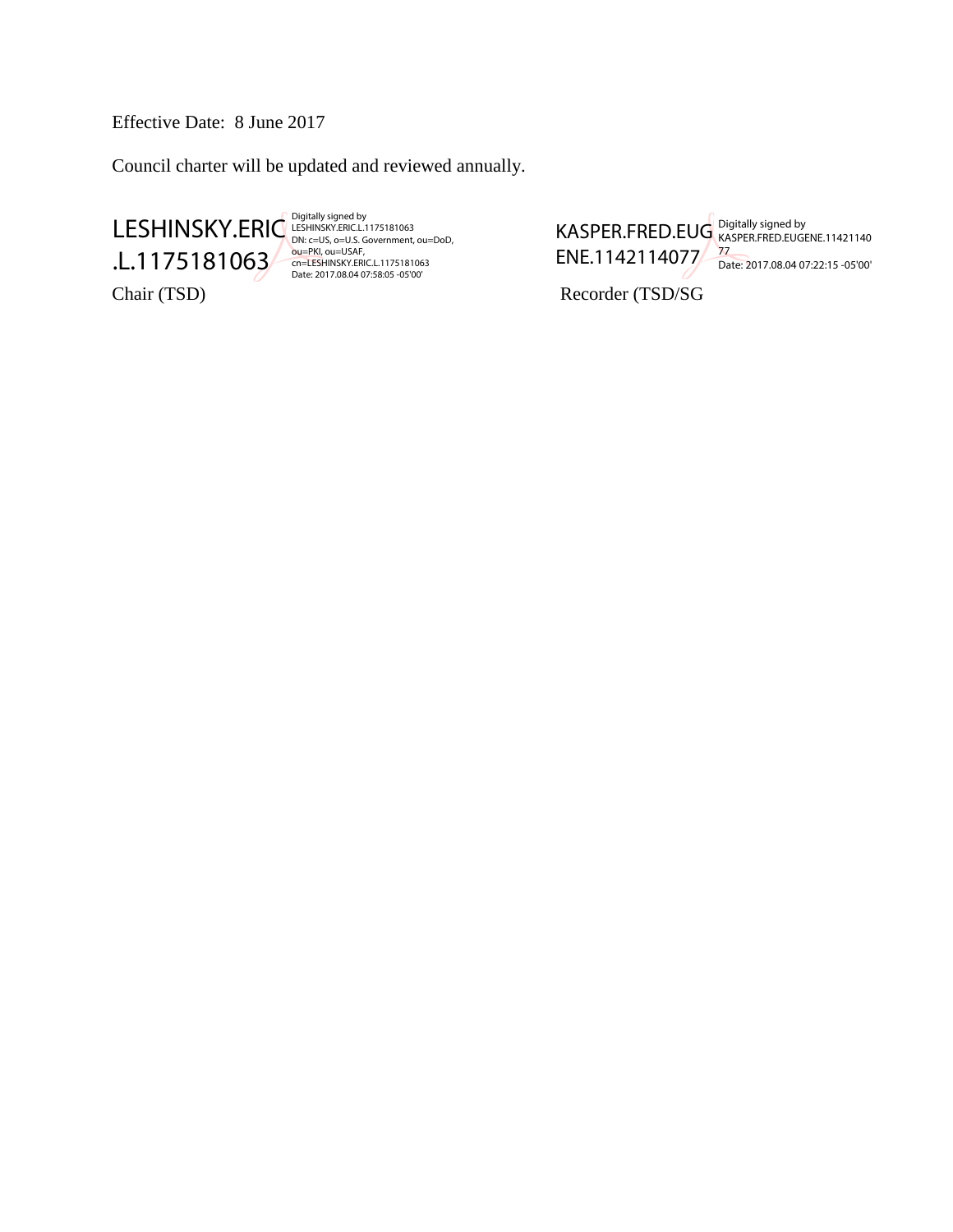Effective Date: 8 June 2017

Council charter will be updated and reviewed annually.

LESHINSKY.ERIC.L.1175181063 — Digitally signed by LESHINSKY.ERIC.L.1175181063 DN: c=US, o=U.S. Government, ou=DoD, ou=PKI, ou=USAF, cn=LESHINSKY.ERIC.L.1175181063 Date: 2017.08.04 07:58:05 -05'00'

Chair (TSD)

KASPER.FRED.EUGENE.1142114077 — Digitally signed by KASPER.FRED.EUGENE.1142114077 Date: 2017.08.04 07:22:15 -05'00'

Recorder (TSD/SG